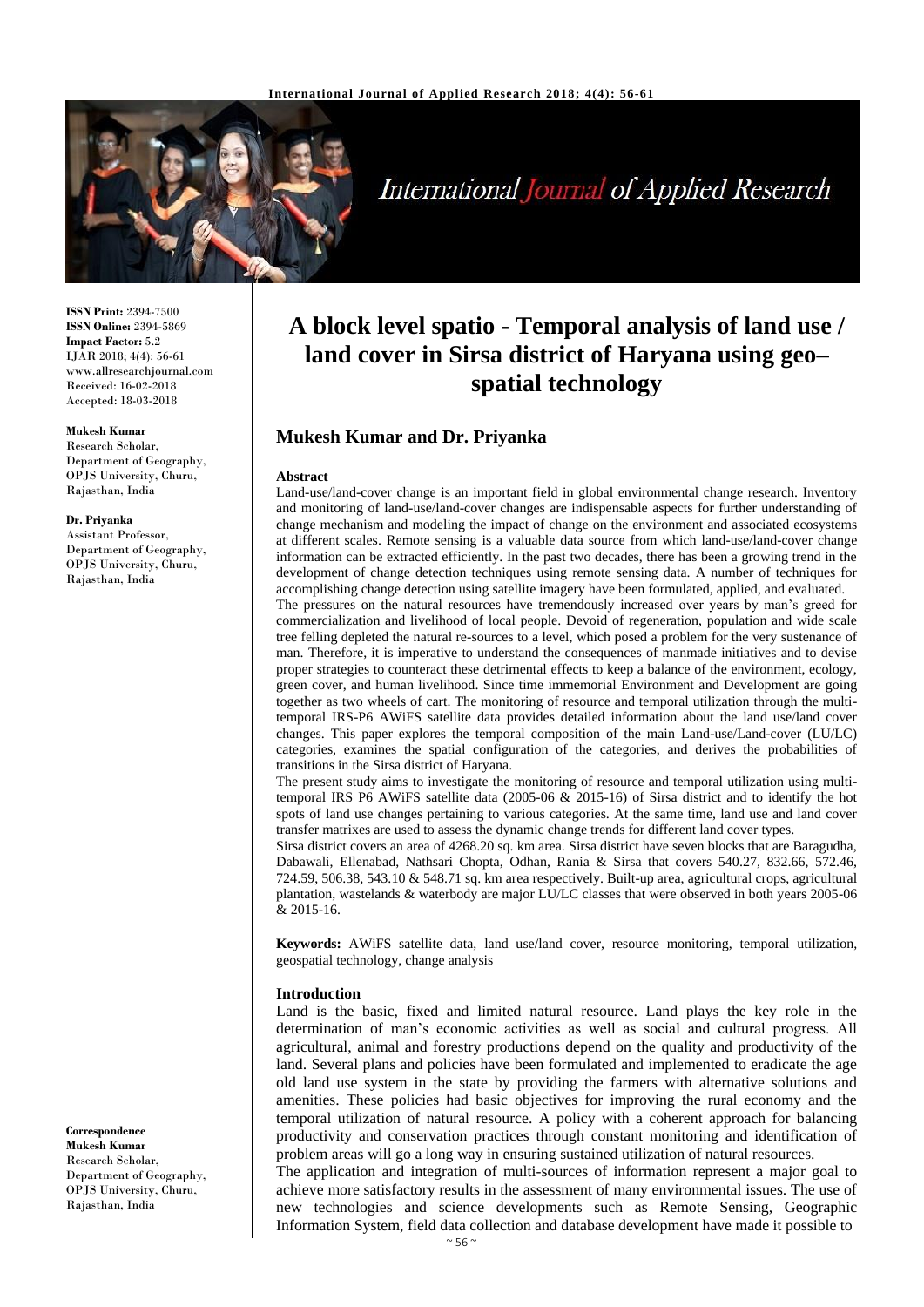ISSN Print: 2394-7500
ISSN Online: 2394-5869
Impact Factor: 5.2
IJAR 2018; 4(4): 56-61
www.allresearchjournal.com
Received: 16-02-2018
Accepted: 18-03-2018

**Mukesh Kumar**
Research Scholar,
Department of Geography,
OPJS University, Churu,
Rajasthan, India

**Dr. Priyanka**
Assistant Professor,
Department of Geography,
OPJS University, Churu,
Rajasthan, India

**Correspondence**
**Mukesh Kumar**
Research Scholar,
Department of Geography,
OPJS University, Churu,
Rajasthan, India

# A block level spatio - Temporal analysis of land use / land cover in Sirsa district of Haryana using geo–spatial technology

## Mukesh Kumar and Dr. Priyanka

### Abstract

Land-use/land-cover change is an important field in global environmental change research. Inventory and monitoring of land-use/land-cover changes are indispensable aspects for further understanding of change mechanism and modeling the impact of change on the environment and associated ecosystems at different scales. Remote sensing is a valuable data source from which land-use/land-cover change information can be extracted efficiently. In the past two decades, there has been a growing trend in the development of change detection techniques using remote sensing data. A number of techniques for accomplishing change detection using satellite imagery have been formulated, applied, and evaluated.

The pressures on the natural resources have tremendously increased over years by man's greed for commercialization and livelihood of local people. Devoid of regeneration, population and wide scale tree felling depleted the natural re-sources to a level, which posed a problem for the very sustenance of man. Therefore, it is imperative to understand the consequences of manmade initiatives and to devise proper strategies to counteract these detrimental effects to keep a balance of the environment, ecology, green cover, and human livelihood. Since time immemorial Environment and Development are going together as two wheels of cart. The monitoring of resource and temporal utilization through the multi-temporal IRS-P6 AWiFS satellite data provides detailed information about the land use/land cover changes. This paper explores the temporal composition of the main Land-use/Land-cover (LU/LC) categories, examines the spatial configuration of the categories, and derives the probabilities of transitions in the Sirsa district of Haryana.

The present study aims to investigate the monitoring of resource and temporal utilization using multi-temporal IRS P6 AWiFS satellite data (2005-06 & 2015-16) of Sirsa district and to identify the hot spots of land use changes pertaining to various categories. At the same time, land use and land cover transfer matrixes are used to assess the dynamic change trends for different land cover types.

Sirsa district covers an area of 4268.20 sq. km area. Sirsa district have seven blocks that are Baragudha, Dabawali, Ellenabad, Nathsari Chopta, Odhan, Rania & Sirsa that covers 540.27, 832.66, 572.46, 724.59, 506.38, 543.10 & 548.71 sq. km area respectively. Built-up area, agricultural crops, agricultural plantation, wastelands & waterbody are major LU/LC classes that were observed in both years 2005-06 & 2015-16.

**Keywords:** AWiFS satellite data, land use/land cover, resource monitoring, temporal utilization, geospatial technology, change analysis

### Introduction

Land is the basic, fixed and limited natural resource. Land plays the key role in the determination of man's economic activities as well as social and cultural progress. All agricultural, animal and forestry productions depend on the quality and productivity of the land. Several plans and policies have been formulated and implemented to eradicate the age old land use system in the state by providing the farmers with alternative solutions and amenities. These policies had basic objectives for improving the rural economy and the temporal utilization of natural resource. A policy with a coherent approach for balancing productivity and conservation practices through constant monitoring and identification of problem areas will go a long way in ensuring sustained utilization of natural resources.

The application and integration of multi-sources of information represent a major goal to achieve more satisfactory results in the assessment of many environmental issues. The use of new technologies and science developments such as Remote Sensing, Geographic Information System, field data collection and database development have made it possible to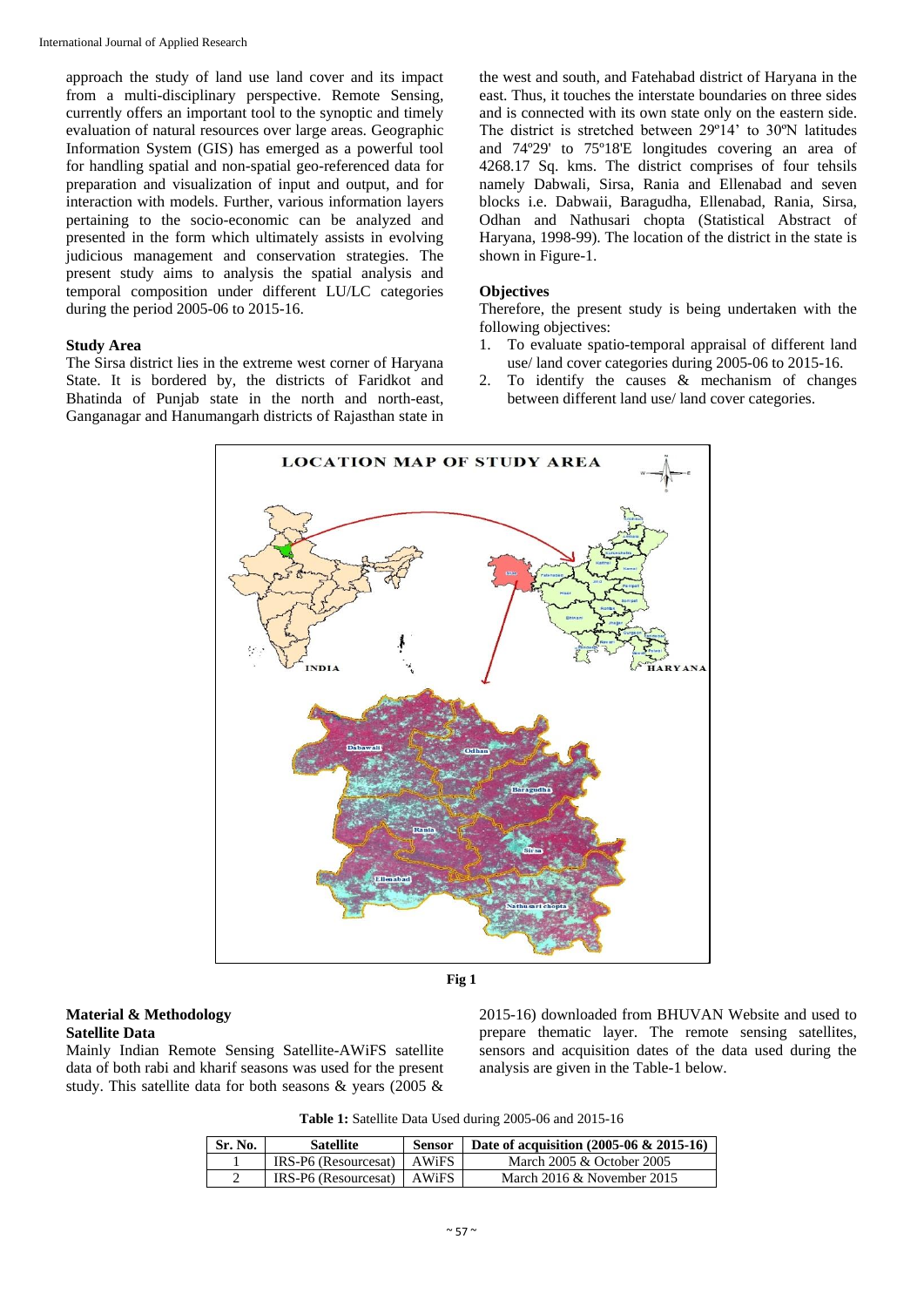approach the study of land use land cover and its impact from a multi-disciplinary perspective. Remote Sensing, currently offers an important tool to the synoptic and timely evaluation of natural resources over large areas. Geographic Information System (GIS) has emerged as a powerful tool for handling spatial and non-spatial geo-referenced data for preparation and visualization of input and output, and for interaction with models. Further, various information layers pertaining to the socio-economic can be analyzed and presented in the form which ultimately assists in evolving judicious management and conservation strategies. The present study aims to analysis the spatial analysis and temporal composition under different LU/LC categories during the period 2005-06 to 2015-16.

**Study Area**

The Sirsa district lies in the extreme west corner of Haryana State. It is bordered by, the districts of Faridkot and Bhatinda of Punjab state in the north and north-east, Ganganagar and Hanumangarh districts of Rajasthan state in the west and south, and Fatehabad district of Haryana in the east. Thus, it touches the interstate boundaries on three sides and is connected with its own state only on the eastern side. The district is stretched between 29º14' to 30ºN latitudes and 74º29' to 75º18'E longitudes covering an area of 4268.17 Sq. kms. The district comprises of four tehsils namely Dabwali, Sirsa, Rania and Ellenabad and seven blocks i.e. Dabwaii, Baragudha, Ellenabad, Rania, Sirsa, Odhan and Nathusari chopta (Statistical Abstract of Haryana, 1998-99). The location of the district in the state is shown in Figure-1.

**Objectives**

Therefore, the present study is being undertaken with the following objectives:

1. To evaluate spatio-temporal appraisal of different land use/ land cover categories during 2005-06 to 2015-16.
2. To identify the causes & mechanism of changes between different land use/ land cover categories.

LOCATION MAP OF STUDY AREA

INDIA

HARYANA

Dabawali

Odhan

Baragudha

Rania

Sirsa

Ellenabad

Nathusari chopta

Fig 1

**Material & Methodology**

**Satellite Data**

Mainly Indian Remote Sensing Satellite-AWiFS satellite data of both rabi and kharif seasons was used for the present study. This satellite data for both seasons & years (2005 & 2015-16) downloaded from BHUVAN Website and used to prepare thematic layer. The remote sensing satellites, sensors and acquisition dates of the data used during the analysis are given in the Table-1 below.

**Table 1:** Satellite Data Used during 2005-06 and 2015-16

| Sr. No. | Satellite | Sensor | Date of acquisition (2005-06 & 2015-16) |
|---|---|---|---|
| 1 | IRS-P6 (Resourcesat) | AWiFS | March 2005 & October 2005 |
| 2 | IRS-P6 (Resourcesat) | AWiFS | March 2016 & November 2015 |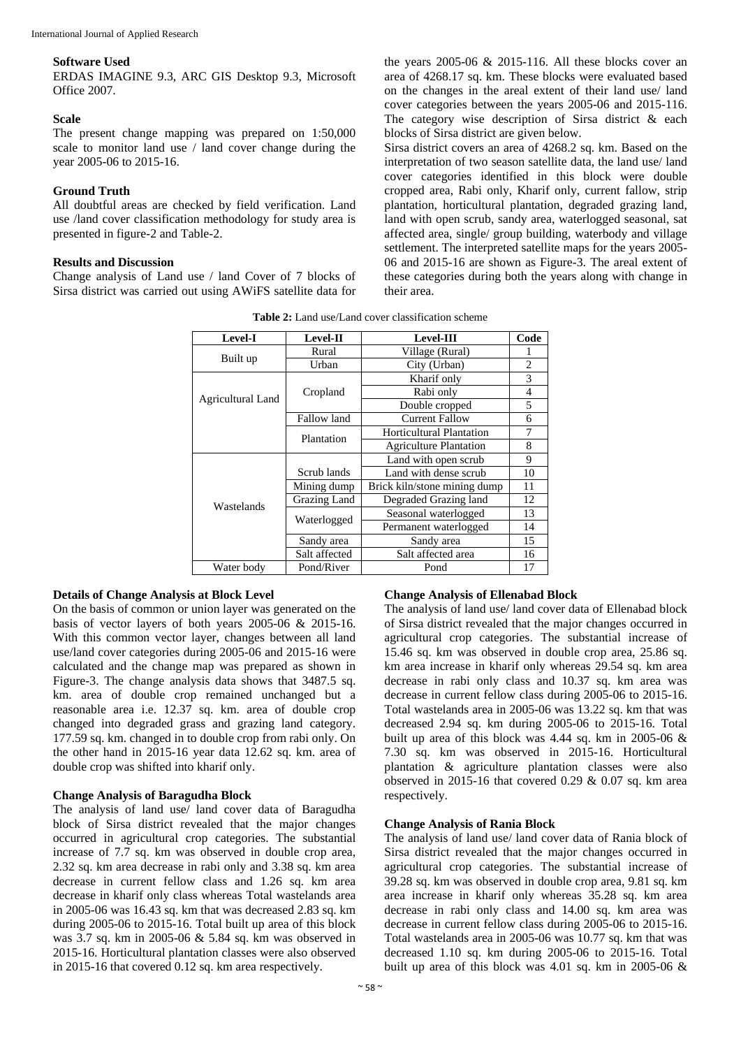**Software Used**

ERDAS IMAGINE 9.3, ARC GIS Desktop 9.3, Microsoft Office 2007.

**Scale**

The present change mapping was prepared on 1:50,000 scale to monitor land use / land cover change during the year 2005-06 to 2015-16.

**Ground Truth**

All doubtful areas are checked by field verification. Land use /land cover classification methodology for study area is presented in figure-2 and Table-2.

**Results and Discussion**

Change analysis of Land use / land Cover of 7 blocks of Sirsa district was carried out using AWiFS satellite data for the years 2005-06 & 2015-116. All these blocks cover an area of 4268.17 sq. km. These blocks were evaluated based on the changes in the areal extent of their land use/ land cover categories between the years 2005-06 and 2015-116. The category wise description of Sirsa district & each blocks of Sirsa district are given below.

Sirsa district covers an area of 4268.2 sq. km. Based on the interpretation of two season satellite data, the land use/ land cover categories identified in this block were double cropped area, Rabi only, Kharif only, current fallow, strip plantation, horticultural plantation, degraded grazing land, land with open scrub, sandy area, waterlogged seasonal, sat affected area, single/ group building, waterbody and village settlement. The interpreted satellite maps for the years 2005-06 and 2015-16 are shown as Figure-3. The areal extent of these categories during both the years along with change in their area.

**Table 2:** Land use/Land cover classification scheme

| Level-I | Level-II | Level-III | Code |
|---|---|---|---|
| Built up | Rural | Village (Rural) | 1 |
| | Urban | City (Urban) | 2 |
| Agricultural Land | Cropland | Kharif only | 3 |
| | | Rabi only | 4 |
| | | Double cropped | 5 |
| | Fallow land | Current Fallow | 6 |
| | Plantation | Horticultural Plantation | 7 |
| | | Agriculture Plantation | 8 |
| Wastelands | Scrub lands | Land with open scrub | 9 |
| | | Land with dense scrub | 10 |
| | Mining dump | Brick kiln/stone mining dump | 11 |
| | Grazing Land | Degraded Grazing land | 12 |
| | Waterlogged | Seasonal waterlogged | 13 |
| | | Permanent waterlogged | 14 |
| | Sandy area | Sandy area | 15 |
| | Salt affected | Salt affected area | 16 |
| Water body | Pond/River | Pond | 17 |

**Details of Change Analysis at Block Level**

On the basis of common or union layer was generated on the basis of vector layers of both years 2005-06 & 2015-16. With this common vector layer, changes between all land use/land cover categories during 2005-06 and 2015-16 were calculated and the change map was prepared as shown in Figure-3. The change analysis data shows that 3487.5 sq. km. area of double crop remained unchanged but a reasonable area i.e. 12.37 sq. km. area of double crop changed into degraded grass and grazing land category. 177.59 sq. km. changed in to double crop from rabi only. On the other hand in 2015-16 year data 12.62 sq. km. area of double crop was shifted into kharif only.

**Change Analysis of Baragudha Block**

The analysis of land use/ land cover data of Baragudha block of Sirsa district revealed that the major changes occurred in agricultural crop categories. The substantial increase of 7.7 sq. km was observed in double crop area, 2.32 sq. km area decrease in rabi only and 3.38 sq. km area decrease in current fellow class and 1.26 sq. km area decrease in kharif only class whereas Total wastelands area in 2005-06 was 16.43 sq. km that was decreased 2.83 sq. km during 2005-06 to 2015-16. Total built up area of this block was 3.7 sq. km in 2005-06 & 5.84 sq. km was observed in 2015-16. Horticultural plantation classes were also observed in 2015-16 that covered 0.12 sq. km area respectively.

**Change Analysis of Ellenabad Block**

The analysis of land use/ land cover data of Ellenabad block of Sirsa district revealed that the major changes occurred in agricultural crop categories. The substantial increase of 15.46 sq. km was observed in double crop area, 25.86 sq. km area increase in kharif only whereas 29.54 sq. km area decrease in rabi only class and 10.37 sq. km area was decrease in current fellow class during 2005-06 to 2015-16. Total wastelands area in 2005-06 was 13.22 sq. km that was decreased 2.94 sq. km during 2005-06 to 2015-16. Total built up area of this block was 4.44 sq. km in 2005-06 & 7.30 sq. km was observed in 2015-16. Horticultural plantation & agriculture plantation classes were also observed in 2015-16 that covered 0.29 & 0.07 sq. km area respectively.

**Change Analysis of Rania Block**

The analysis of land use/ land cover data of Rania block of Sirsa district revealed that the major changes occurred in agricultural crop categories. The substantial increase of 39.28 sq. km was observed in double crop area, 9.81 sq. km area increase in kharif only whereas 35.28 sq. km area decrease in rabi only class and 14.00 sq. km area was decrease in current fellow class during 2005-06 to 2015-16. Total wastelands area in 2005-06 was 10.77 sq. km that was decreased 1.10 sq. km during 2005-06 to 2015-16. Total built up area of this block was 4.01 sq. km in 2005-06 &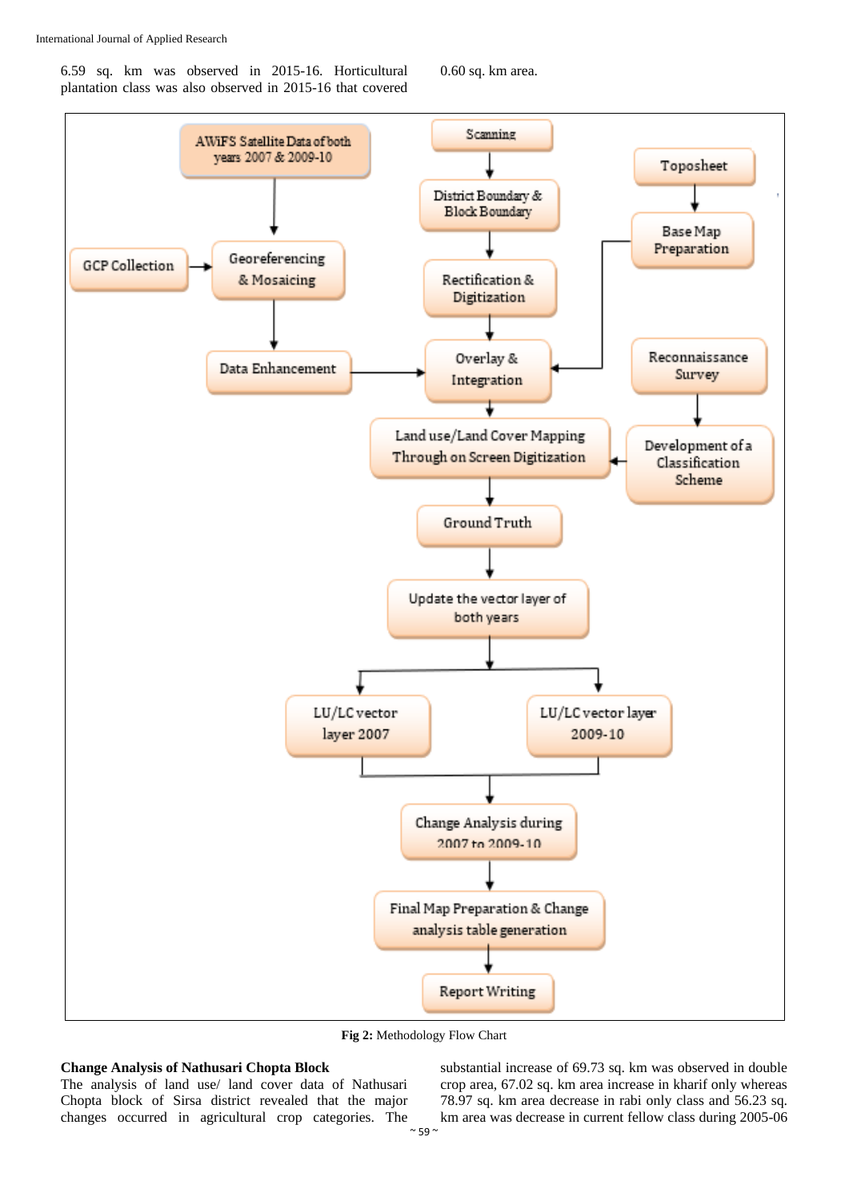6.59 sq. km was observed in 2015-16. Horticultural plantation class was also observed in 2015-16 that covered 0.60 sq. km area.

AWiFS Satellite Data of both years 2007 & 2009-10

GCP Collection

Georeferencing & Mosaicing

Data Enhancement

Scanning

District Boundary & Block Boundary

Rectification & Digitization

Overlay & Integration

Toposheet

Base Map Preparation

Reconnaissance Survey

Development of a Classification Scheme

Land use/Land Cover Mapping Through on Screen Digitization

Ground Truth

Update the vector layer of both years

LU/LC vector layer 2007

LU/LC vector layer 2009-10

Change Analysis during 2007 to 2009-10

Final Map Preparation & Change analysis table generation

Report Writing

**Fig 2:** Methodology Flow Chart

**Change Analysis of Nathusari Chopta Block**

The analysis of land use/ land cover data of Nathusari Chopta block of Sirsa district revealed that the major changes occurred in agricultural crop categories. The substantial increase of 69.73 sq. km was observed in double crop area, 67.02 sq. km area increase in kharif only whereas 78.97 sq. km area decrease in rabi only class and 56.23 sq. km area was decrease in current fellow class during 2005-06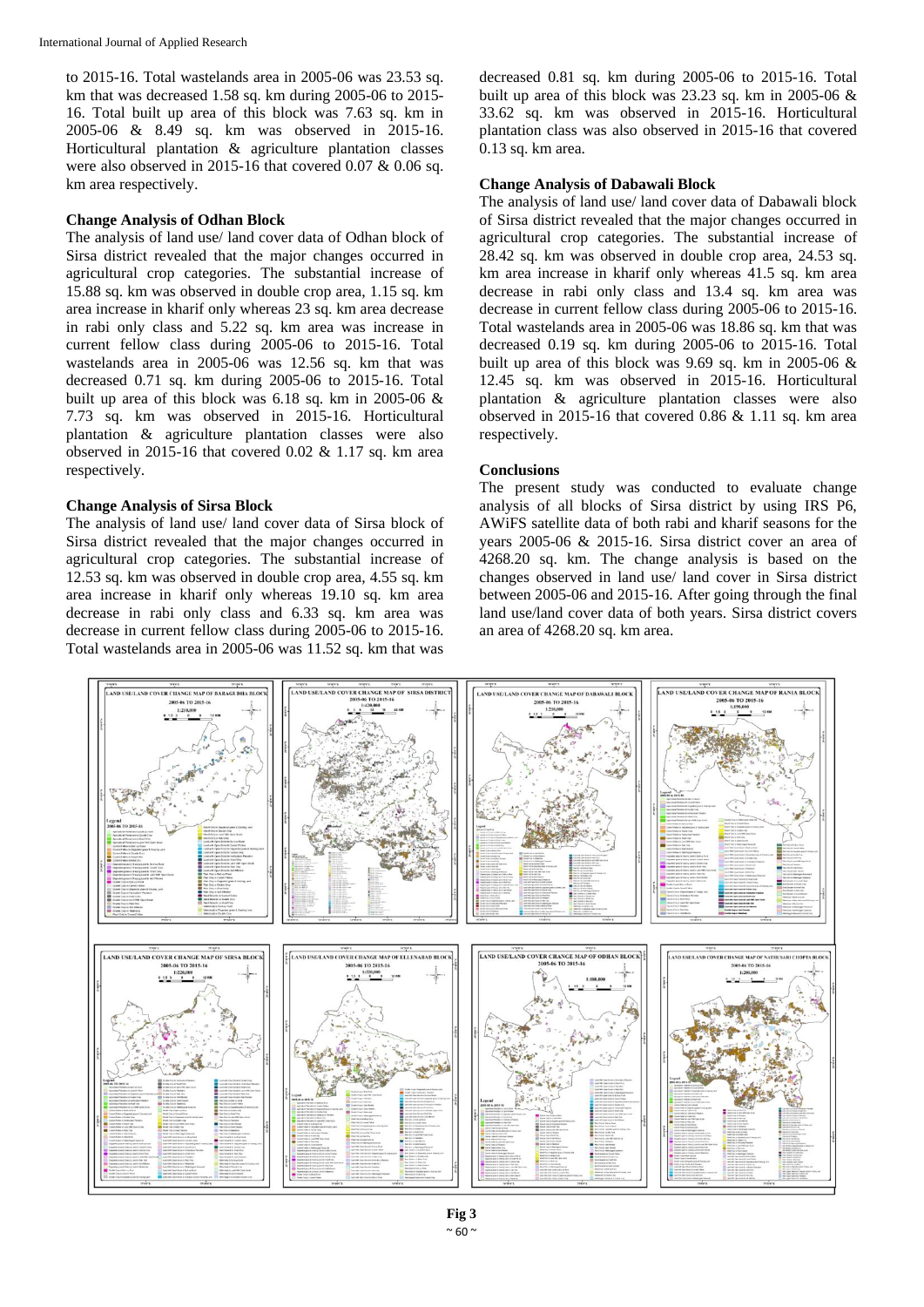to 2015-16. Total wastelands area in 2005-06 was 23.53 sq. km that was decreased 1.58 sq. km during 2005-06 to 2015-16. Total built up area of this block was 7.63 sq. km in 2005-06 & 8.49 sq. km was observed in 2015-16. Horticultural plantation & agriculture plantation classes were also observed in 2015-16 that covered 0.07 & 0.06 sq. km area respectively.

### Change Analysis of Odhan Block

The analysis of land use/ land cover data of Odhan block of Sirsa district revealed that the major changes occurred in agricultural crop categories. The substantial increase of 15.88 sq. km was observed in double crop area, 1.15 sq. km area increase in kharif only whereas 23 sq. km area decrease in rabi only class and 5.22 sq. km area was increase in current fellow class during 2005-06 to 2015-16. Total wastelands area in 2005-06 was 12.56 sq. km that was decreased 0.71 sq. km during 2005-06 to 2015-16. Total built up area of this block was 6.18 sq. km in 2005-06 & 7.73 sq. km was observed in 2015-16. Horticultural plantation & agriculture plantation classes were also observed in 2015-16 that covered 0.02 & 1.17 sq. km area respectively.

### Change Analysis of Sirsa Block

The analysis of land use/ land cover data of Sirsa block of Sirsa district revealed that the major changes occurred in agricultural crop categories. The substantial increase of 12.53 sq. km was observed in double crop area, 4.55 sq. km area increase in kharif only whereas 19.10 sq. km area decrease in rabi only class and 6.33 sq. km area was decrease in current fellow class during 2005-06 to 2015-16. Total wastelands area in 2005-06 was 11.52 sq. km that was decreased 0.81 sq. km during 2005-06 to 2015-16. Total built up area of this block was 23.23 sq. km in 2005-06 & 33.62 sq. km was observed in 2015-16. Horticultural plantation class was also observed in 2015-16 that covered 0.13 sq. km area.

### Change Analysis of Dabawali Block

The analysis of land use/ land cover data of Dabawali block of Sirsa district revealed that the major changes occurred in agricultural crop categories. The substantial increase of 28.42 sq. km was observed in double crop area, 24.53 sq. km area increase in kharif only whereas 41.5 sq. km area decrease in rabi only class and 13.4 sq. km area was decrease in current fellow class during 2005-06 to 2015-16. Total wastelands area in 2005-06 was 18.86 sq. km that was decreased 0.19 sq. km during 2005-06 to 2015-16. Total built up area of this block was 9.69 sq. km in 2005-06 & 12.45 sq. km was observed in 2015-16. Horticultural plantation & agriculture plantation classes were also observed in 2015-16 that covered 0.86 & 1.11 sq. km area respectively.

## Conclusions

The present study was conducted to evaluate change analysis of all blocks of Sirsa district by using IRS P6, AWiFS satellite data of both rabi and kharif seasons for the years 2005-06 & 2015-16. Sirsa district cover an area of 4268.20 sq. km. The change analysis is based on the changes observed in land use/ land cover in Sirsa district between 2005-06 and 2015-16. After going through the final land use/land cover data of both years. Sirsa district covers an area of 4268.20 sq. km area.

LAND USE/LAND COVER CHANGE MAP OF BARAGUDHA BLOCK
LAND USE/LAND COVER CHANGE MAP OF SIRSA DISTRICT
LAND USE/LAND COVER CHANGE MAP OF DABAWALI BLOCK
LAND USE/LAND COVER CHANGE MAP OF RANIA BLOCK
LAND USE/LAND COVER CHANGE MAP OF SIRSA BLOCK
LAND USE/LAND COVER CHANGE MAP OF ELLENABAD BLOCK
LAND USE/LAND COVER CHANGE MAP OF ODHAN BLOCK
LAND USE/LAND COVER CHANGE MAP OF NATHUSARI CHOPTA BLOCK

**Fig 3**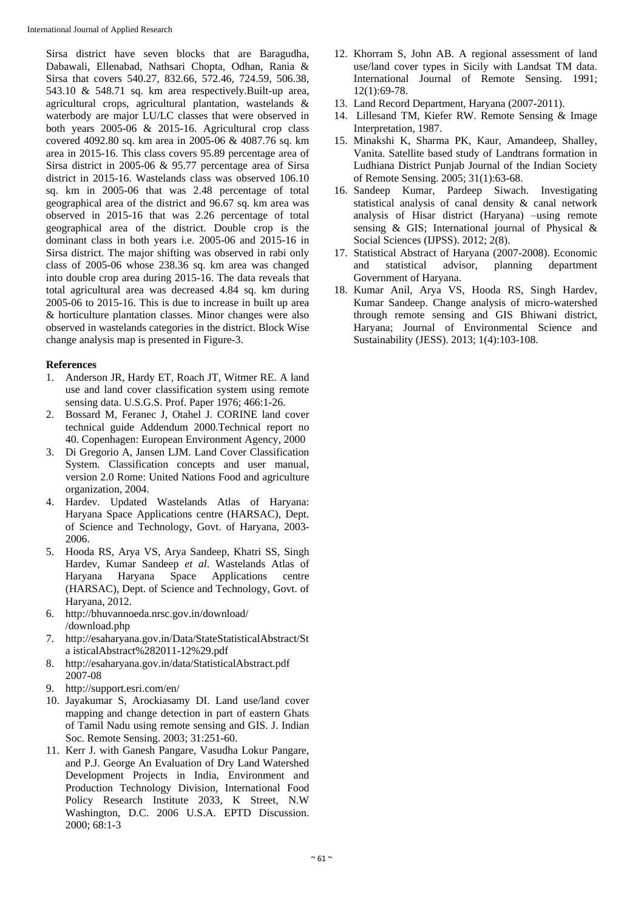Sirsa district have seven blocks that are Baragudha, Dabawali, Ellenabad, Nathsari Chopta, Odhan, Rania & Sirsa that covers 540.27, 832.66, 572.46, 724.59, 506.38, 543.10 & 548.71 sq. km area respectively.Built-up area, agricultural crops, agricultural plantation, wastelands & waterbody are major LU/LC classes that were observed in both years 2005-06 & 2015-16. Agricultural crop class covered 4092.80 sq. km area in 2005-06 & 4087.76 sq. km area in 2015-16. This class covers 95.89 percentage area of Sirsa district in 2005-06 & 95.77 percentage area of Sirsa district in 2015-16. Wastelands class was observed 106.10 sq. km in 2005-06 that was 2.48 percentage of total geographical area of the district and 96.67 sq. km area was observed in 2015-16 that was 2.26 percentage of total geographical area of the district. Double crop is the dominant class in both years i.e. 2005-06 and 2015-16 in Sirsa district. The major shifting was observed in rabi only class of 2005-06 whose 238.36 sq. km area was changed into double crop area during 2015-16. The data reveals that total agricultural area was decreased 4.84 sq. km during 2005-06 to 2015-16. This is due to increase in built up area & horticulture plantation classes. Minor changes were also observed in wastelands categories in the district. Block Wise change analysis map is presented in Figure-3.

## References

1. Anderson JR, Hardy ET, Roach JT, Witmer RE. A land use and land cover classification system using remote sensing data. U.S.G.S. Prof. Paper 1976; 466:1-26.
2. Bossard M, Feranec J, Otahel J. CORINE land cover technical guide Addendum 2000.Technical report no 40. Copenhagen: European Environment Agency, 2000
3. Di Gregorio A, Jansen LJM. Land Cover Classification System. Classification concepts and user manual, version 2.0 Rome: United Nations Food and agriculture organization, 2004.
4. Hardev. Updated Wastelands Atlas of Haryana: Haryana Space Applications centre (HARSAC), Dept. of Science and Technology, Govt. of Haryana, 2003-2006.
5. Hooda RS, Arya VS, Arya Sandeep, Khatri SS, Singh Hardev, Kumar Sandeep *et al*. Wastelands Atlas of Haryana Haryana Space Applications centre (HARSAC), Dept. of Science and Technology, Govt. of Haryana, 2012.
6. http://bhuvannoeda.nrsc.gov.in/download/ /download.php
7. http://esaharyana.gov.in/Data/StateStatisticalAbstract/St a isticalAbstract%282011-12%29.pdf
8. http://esaharyana.gov.in/data/StatisticalAbstract.pdf 2007-08
9. http://support.esri.com/en/
10. Jayakumar S, Arockiasamy DI. Land use/land cover mapping and change detection in part of eastern Ghats of Tamil Nadu using remote sensing and GIS. J. Indian Soc. Remote Sensing. 2003; 31:251-60.
11. Kerr J. with Ganesh Pangare, Vasudha Lokur Pangare, and P.J. George An Evaluation of Dry Land Watershed Development Projects in India, Environment and Production Technology Division, International Food Policy Research Institute 2033, K Street, N.W Washington, D.C. 2006 U.S.A. EPTD Discussion. 2000; 68:1-3
12. Khorram S, John AB. A regional assessment of land use/land cover types in Sicily with Landsat TM data. International Journal of Remote Sensing. 1991; 12(1):69-78.
13. Land Record Department, Haryana (2007-2011).
14. Lillesand TM, Kiefer RW. Remote Sensing & Image Interpretation, 1987.
15. Minakshi K, Sharma PK, Kaur, Amandeep, Shalley, Vanita. Satellite based study of Landtrans formation in Ludhiana District Punjab Journal of the Indian Society of Remote Sensing. 2005; 31(1):63-68.
16. Sandeep Kumar, Pardeep Siwach. Investigating statistical analysis of canal density & canal network analysis of Hisar district (Haryana) –using remote sensing & GIS; International journal of Physical & Social Sciences (IJPSS). 2012; 2(8).
17. Statistical Abstract of Haryana (2007-2008). Economic and statistical advisor, planning department Government of Haryana.
18. Kumar Anil, Arya VS, Hooda RS, Singh Hardev, Kumar Sandeep. Change analysis of micro-watershed through remote sensing and GIS Bhiwani district, Haryana; Journal of Environmental Science and Sustainability (JESS). 2013; 1(4):103-108.